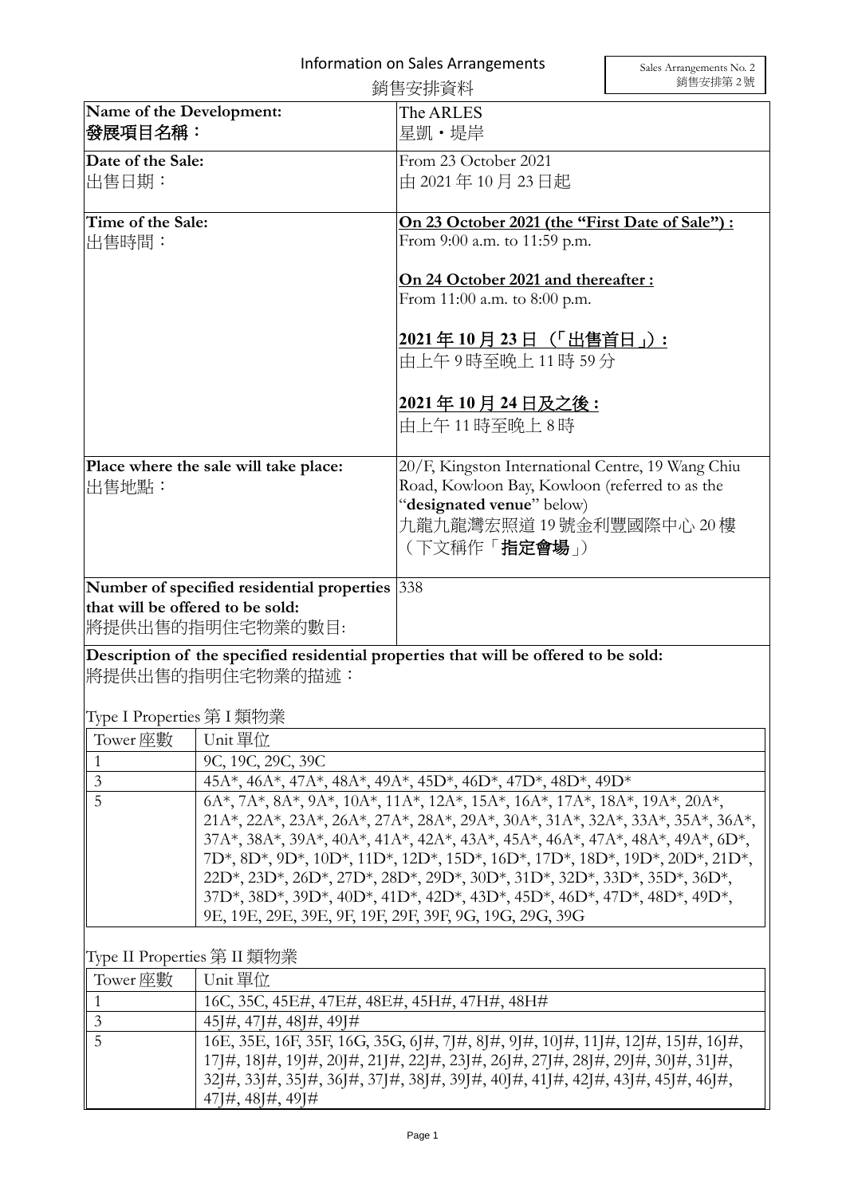# Information on Sales Arrangements
# 銷售安排資料

Sales Arrangements No. 2
銷售安排第 2 號

| | |
|---|---|
| **Name of the Development:**<br>**發展項目名稱：** | The ARLES<br>星凱・堤岸 |
| **Date of the Sale:**<br>出售日期： | From 23 October 2021<br>由 2021 年 10 月 23 日起 |
| **Time of the Sale:**<br>出售時間： | **<u>On 23 October 2021 (the "First Date of Sale") :</u>**<br>From 9:00 a.m. to 11:59 p.m.<br><br>**<u>On 24 October 2021 and thereafter :</u>**<br>From 11:00 a.m. to 8:00 p.m.<br><br>**<u>2021 年 10 月 23 日（「出售首日」）:</u>**<br>由上午 9 時至晚上 11 時 59 分<br><br>**<u>2021 年 10 月 24 日及之後 :</u>**<br>由上午 11 時至晚上 8 時 |
| **Place where the sale will take place:**<br>出售地點： | 20/F, Kingston International Centre, 19 Wang Chiu Road, Kowloon Bay, Kowloon (referred to as the "**designated venue**" below)<br>九龍九龍灣宏照道 19 號金利豐國際中心 20 樓（下文稱作「**指定會場**」） |
| **Number of specified residential properties that will be offered to be sold:**<br>將提供出售的指明住宅物業的數目: | 338 |

**Description of the specified residential properties that will be offered to be sold:**
將提供出售的指明住宅物業的描述：

Type I Properties 第 I 類物業

| Tower 座數 | Unit 單位 |
|---|---|
| 1 | 9C, 19C, 29C, 39C |
| 3 | 45A*, 46A*, 47A*, 48A*, 49A*, 45D*, 46D*, 47D*, 48D*, 49D* |
| 5 | 6A*, 7A*, 8A*, 9A*, 10A*, 11A*, 12A*, 15A*, 16A*, 17A*, 18A*, 19A*, 20A*, 21A*, 22A*, 23A*, 26A*, 27A*, 28A*, 29A*, 30A*, 31A*, 32A*, 33A*, 35A*, 36A*, 37A*, 38A*, 39A*, 40A*, 41A*, 42A*, 43A*, 45A*, 46A*, 47A*, 48A*, 49A*, 6D*, 7D*, 8D*, 9D*, 10D*, 11D*, 12D*, 15D*, 16D*, 17D*, 18D*, 19D*, 20D*, 21D*, 22D*, 23D*, 26D*, 27D*, 28D*, 29D*, 30D*, 31D*, 32D*, 33D*, 35D*, 36D*, 37D*, 38D*, 39D*, 40D*, 41D*, 42D*, 43D*, 45D*, 46D*, 47D*, 48D*, 49D*, 9E, 19E, 29E, 39E, 9F, 19F, 29F, 39F, 9G, 19G, 29G, 39G |

Type II Properties 第 II 類物業

| Tower 座數 | Unit 單位 |
|---|---|
| 1 | 16C, 35C, 45E#, 47E#, 48E#, 45H#, 47H#, 48H# |
| 3 | 45J#, 47J#, 48J#, 49J# |
| 5 | 16E, 35E, 16F, 35F, 16G, 35G, 6J#, 7J#, 8J#, 9J#, 10J#, 11J#, 12J#, 15J#, 16J#, 17J#, 18J#, 19J#, 20J#, 21J#, 22J#, 23J#, 26J#, 27J#, 28J#, 29J#, 30J#, 31J#, 32J#, 33J#, 35J#, 36J#, 37J#, 38J#, 39J#, 40J#, 41J#, 42J#, 43J#, 45J#, 46J#, 47J#, 48J#, 49J# |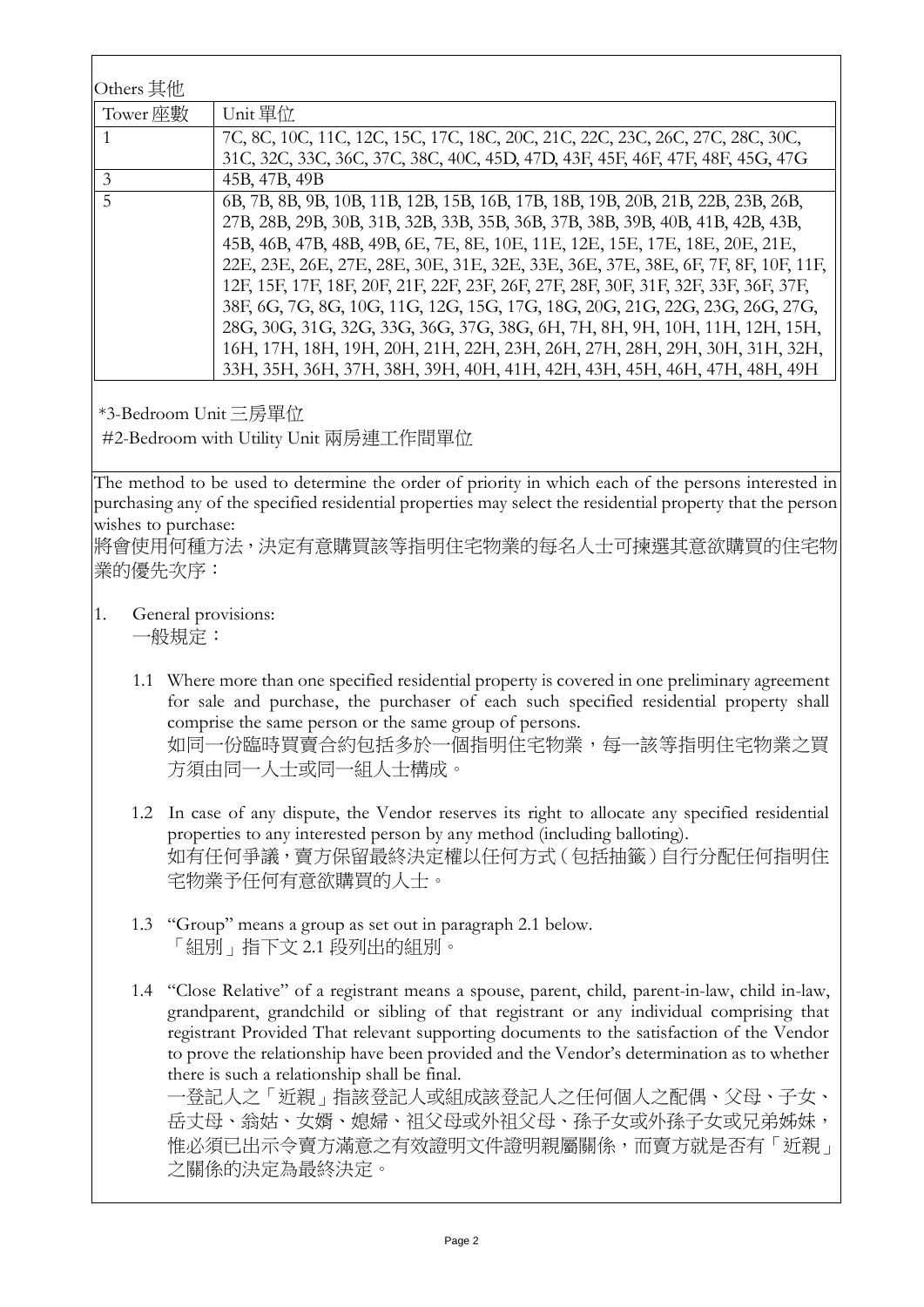Others 其他

| Tower 座數 | Unit 單位 |
|---|---|
| 1 | 7C, 8C, 10C, 11C, 12C, 15C, 17C, 18C, 20C, 21C, 22C, 23C, 26C, 27C, 28C, 30C, 31C, 32C, 33C, 36C, 37C, 38C, 40C, 45D, 47D, 43F, 45F, 46F, 47F, 48F, 45G, 47G |
| 3 | 45B, 47B, 49B |
| 5 | 6B, 7B, 8B, 9B, 10B, 11B, 12B, 15B, 16B, 17B, 18B, 19B, 20B, 21B, 22B, 23B, 26B, 27B, 28B, 29B, 30B, 31B, 32B, 33B, 35B, 36B, 37B, 38B, 39B, 40B, 41B, 42B, 43B, 45B, 46B, 47B, 48B, 49B, 6E, 7E, 8E, 10E, 11E, 12E, 15E, 17E, 18E, 20E, 21E, 22E, 23E, 26E, 27E, 28E, 30E, 31E, 32E, 33E, 36E, 37E, 38E, 6F, 7F, 8F, 10F, 11F, 12F, 15F, 17F, 18F, 20F, 21F, 22F, 23F, 26F, 27F, 28F, 30F, 31F, 32F, 33F, 36F, 37F, 38F, 6G, 7G, 8G, 10G, 11G, 12G, 15G, 17G, 18G, 20G, 21G, 22G, 23G, 26G, 27G, 28G, 30G, 31G, 32G, 33G, 36G, 37G, 38G, 6H, 7H, 8H, 9H, 10H, 11H, 12H, 15H, 16H, 17H, 18H, 19H, 20H, 21H, 22H, 23H, 26H, 27H, 28H, 29H, 30H, 31H, 32H, 33H, 35H, 36H, 37H, 38H, 39H, 40H, 41H, 42H, 43H, 45H, 46H, 47H, 48H, 49H |

*3-Bedroom Unit 三房單位

#2-Bedroom with Utility Unit 兩房連工作間單位

The method to be used to determine the order of priority in which each of the persons interested in purchasing any of the specified residential properties may select the residential property that the person wishes to purchase:

將會使用何種方法，決定有意購買該等指明住宅物業的每名人士可揀選其意欲購買的住宅物業的優先次序：

1. General provisions:
   一般規定：

   1.1 Where more than one specified residential property is covered in one preliminary agreement for sale and purchase, the purchaser of each such specified residential property shall comprise the same person or the same group of persons.
   如同一份臨時買賣合約包括多於一個指明住宅物業，每一該等指明住宅物業之買方須由同一人士或同一組人士構成。

   1.2 In case of any dispute, the Vendor reserves its right to allocate any specified residential properties to any interested person by any method (including balloting).
   如有任何爭議，賣方保留最終決定權以任何方式（包括抽籤）自行分配任何指明住宅物業予任何有意欲購買的人士。

   1.3 "Group" means a group as set out in paragraph 2.1 below.
   「組別」指下文 2.1 段列出的組別。

   1.4 "Close Relative" of a registrant means a spouse, parent, child, parent-in-law, child in-law, grandparent, grandchild or sibling of that registrant or any individual comprising that registrant Provided That relevant supporting documents to the satisfaction of the Vendor to prove the relationship have been provided and the Vendor's determination as to whether there is such a relationship shall be final.
   一登記人之「近親」指該登記人或組成該登記人之任何個人之配偶、父母、子女、岳丈母、翁姑、女婿、媳婦、祖父母或外祖父母、孫子女或外孫子女或兄弟姊妹，惟必須已出示令賣方滿意之有效證明文件證明親屬關係，而賣方就是否有「近親」之關係的決定為最終決定。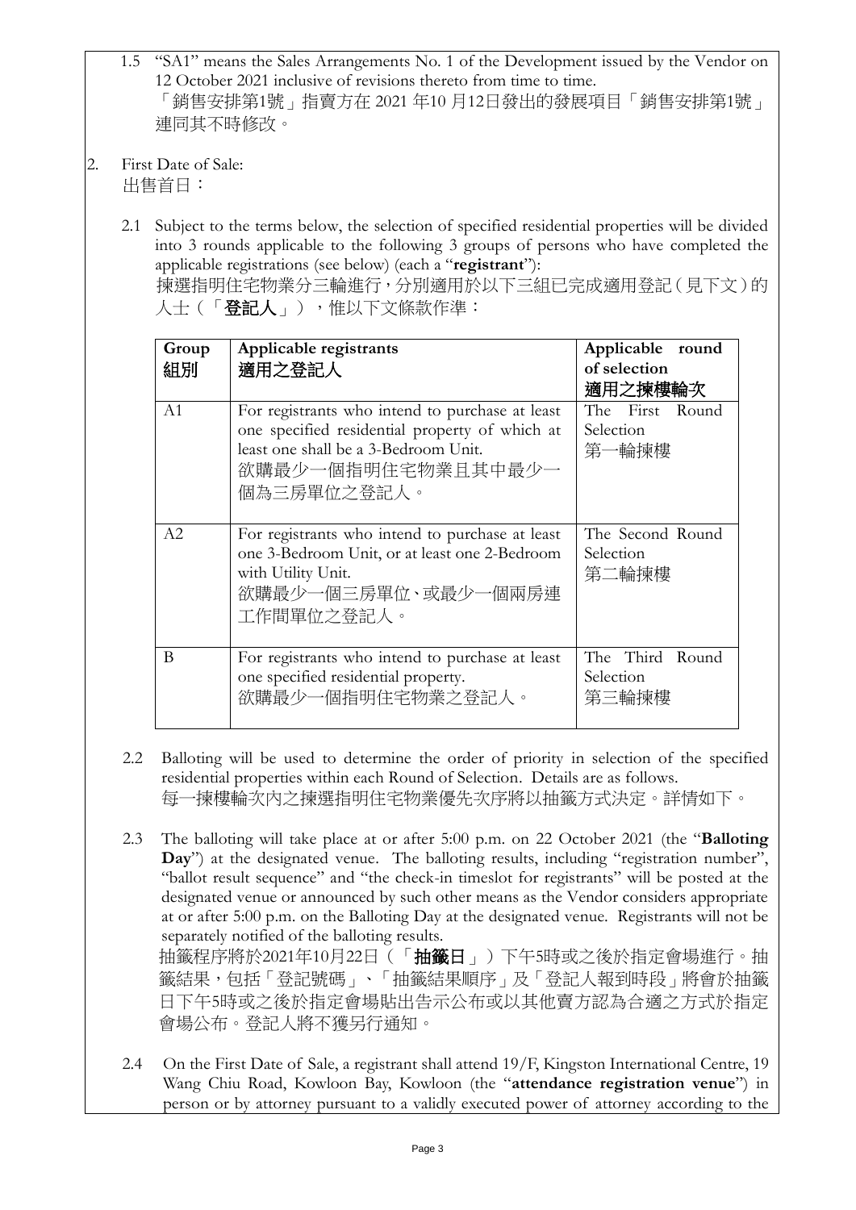1.5 "SA1" means the Sales Arrangements No. 1 of the Development issued by the Vendor on 12 October 2021 inclusive of revisions thereto from time to time.
「銷售安排第1號」指賣方在 2021 年10 月12日發出的發展項目「銷售安排第1號」連同其不時修改。

2. First Date of Sale:
出售首日：

2.1 Subject to the terms below, the selection of specified residential properties will be divided into 3 rounds applicable to the following 3 groups of persons who have completed the applicable registrations (see below) (each a "**registrant**"):
揀選指明住宅物業分三輪進行，分別適用於以下三組已完成適用登記（見下文）的人士（「**登記人**」），惟以下文條款作準：

| Group 組別 | Applicable registrants 適用之登記人 | Applicable round of selection 適用之揀樓輪次 |
|---|---|---|
| A1 | For registrants who intend to purchase at least one specified residential property of which at least one shall be a 3-Bedroom Unit. 欲購最少一個指明住宅物業且其中最少一個為三房單位之登記人。 | The First Round Selection 第一輪揀樓 |
| A2 | For registrants who intend to purchase at least one 3-Bedroom Unit, or at least one 2-Bedroom with Utility Unit. 欲購最少一個三房單位、或最少一個兩房連工作間單位之登記人。 | The Second Round Selection 第二輪揀樓 |
| B | For registrants who intend to purchase at least one specified residential property. 欲購最少一個指明住宅物業之登記人。 | The Third Round Selection 第三輪揀樓 |

2.2 Balloting will be used to determine the order of priority in selection of the specified residential properties within each Round of Selection. Details are as follows.
每一揀樓輪次內之揀選指明住宅物業優先次序將以抽籤方式決定。詳情如下。

2.3 The balloting will take place at or after 5:00 p.m. on 22 October 2021 (the "**Balloting Day**") at the designated venue. The balloting results, including "registration number", "ballot result sequence" and "the check-in timeslot for registrants" will be posted at the designated venue or announced by such other means as the Vendor considers appropriate at or after 5:00 p.m. on the Balloting Day at the designated venue. Registrants will not be separately notified of the balloting results.
抽籤程序將於2021年10月22日（「**抽籤日**」）下午5時或之後於指定會場進行。抽籤結果，包括「登記號碼」、「抽籤結果順序」及「登記人報到時段」將會於抽籤日下午5時或之後於指定會場貼出告示公布或以其他賣方認為合適之方式於指定會場公布。登記人將不獲另行通知。

2.4 On the First Date of Sale, a registrant shall attend 19/F, Kingston International Centre, 19 Wang Chiu Road, Kowloon Bay, Kowloon (the "**attendance registration venue**") in person or by attorney pursuant to a validly executed power of attorney according to the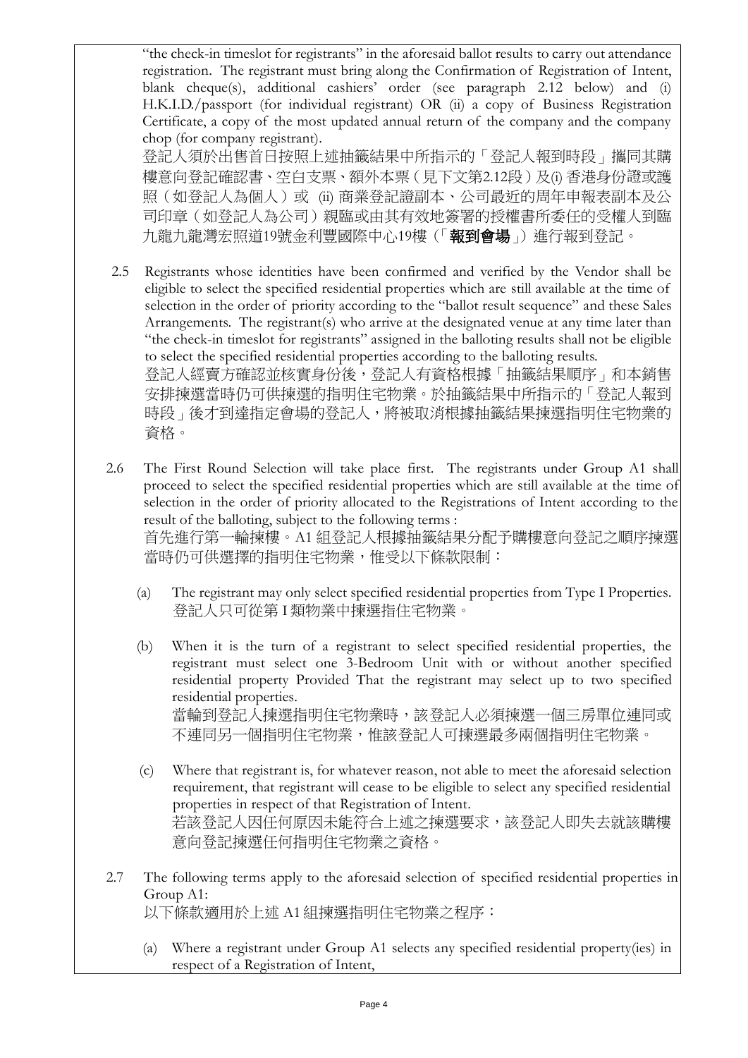"the check-in timeslot for registrants" in the aforesaid ballot results to carry out attendance registration. The registrant must bring along the Confirmation of Registration of Intent, blank cheque(s), additional cashiers' order (see paragraph 2.12 below) and (i) H.K.I.D./passport (for individual registrant) OR (ii) a copy of Business Registration Certificate, a copy of the most updated annual return of the company and the company chop (for company registrant).
登記人須於出售首日按照上述抽籤結果中所指示的「登記人報到時段」攜同其購樓意向登記確認書、空白支票、額外本票（見下文第2.12段）及(i) 香港身份證或護照（如登記人為個人）或 (ii) 商業登記證副本、公司最近的周年申報表副本及公司印章（如登記人為公司）親臨或由其有效地簽署的授權書所委任的受權人到臨九龍九龍灣宏照道19號金利豐國際中心19樓（「**報到會場**」）進行報到登記。

2.5 Registrants whose identities have been confirmed and verified by the Vendor shall be eligible to select the specified residential properties which are still available at the time of selection in the order of priority according to the "ballot result sequence" and these Sales Arrangements. The registrant(s) who arrive at the designated venue at any time later than "the check-in timeslot for registrants" assigned in the balloting results shall not be eligible to select the specified residential properties according to the balloting results.
登記人經賣方確認並核實身份後，登記人有資格根據「抽籤結果順序」和本銷售安排揀選當時仍可供揀選的指明住宅物業。於抽籤結果中所指示的「登記人報到時段」後才到達指定會場的登記人，將被取消根據抽籤結果揀選指明住宅物業的資格。

2.6 The First Round Selection will take place first. The registrants under Group A1 shall proceed to select the specified residential properties which are still available at the time of selection in the order of priority allocated to the Registrations of Intent according to the result of the balloting, subject to the following terms :
首先進行第一輪揀樓。A1 組登記人根據抽籤結果分配予購樓意向登記之順序揀選當時仍可供選擇的指明住宅物業，惟受以下條款限制：

(a) The registrant may only select specified residential properties from Type I Properties.
登記人只可從第 I 類物業中揀選指住宅物業。

(b) When it is the turn of a registrant to select specified residential properties, the registrant must select one 3-Bedroom Unit with or without another specified residential property Provided That the registrant may select up to two specified residential properties.
當輪到登記人揀選指明住宅物業時，該登記人必須揀選一個三房單位連同或不連同另一個指明住宅物業，惟該登記人可揀選最多兩個指明住宅物業。

(c) Where that registrant is, for whatever reason, not able to meet the aforesaid selection requirement, that registrant will cease to be eligible to select any specified residential properties in respect of that Registration of Intent.
若該登記人因任何原因未能符合上述之揀選要求，該登記人即失去就該購樓意向登記揀選任何指明住宅物業之資格。

2.7 The following terms apply to the aforesaid selection of specified residential properties in Group A1:
以下條款適用於上述 A1 組揀選指明住宅物業之程序：

(a) Where a registrant under Group A1 selects any specified residential property(ies) in respect of a Registration of Intent,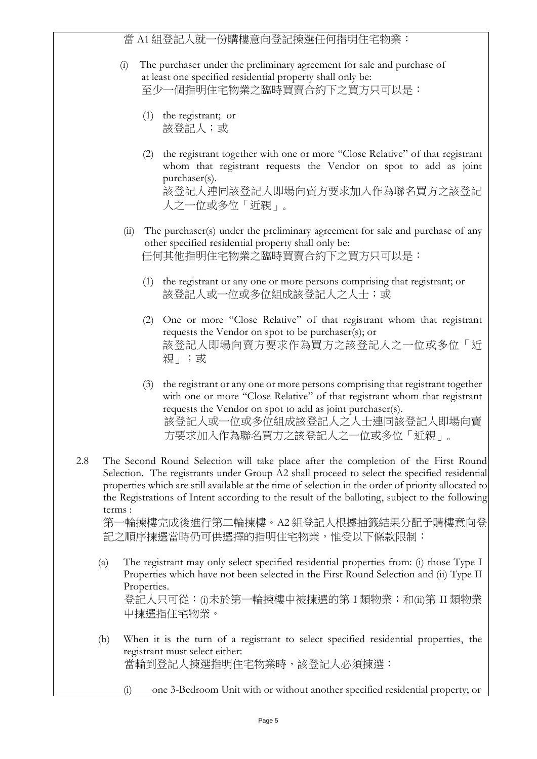當 A1 組登記人就一份購樓意向登記揀選任何指明住宅物業：

(i) The purchaser under the preliminary agreement for sale and purchase of at least one specified residential property shall only be:
至少一個指明住宅物業之臨時買賣合約下之買方只可以是：

(1) the registrant; or
該登記人；或

(2) the registrant together with one or more "Close Relative" of that registrant whom that registrant requests the Vendor on spot to add as joint purchaser(s).
該登記人連同該登記人即場向賣方要求加入作為聯名買方之該登記人之一位或多位「近親」。

(ii) The purchaser(s) under the preliminary agreement for sale and purchase of any other specified residential property shall only be:
任何其他指明住宅物業之臨時買賣合約下之買方只可以是：

(1) the registrant or any one or more persons comprising that registrant; or
該登記人或一位或多位組成該登記人之人士；或

(2) One or more "Close Relative" of that registrant whom that registrant requests the Vendor on spot to be purchaser(s); or
該登記人即場向賣方要求作為買方之該登記人之一位或多位「近親」；或

(3) the registrant or any one or more persons comprising that registrant together with one or more "Close Relative" of that registrant whom that registrant requests the Vendor on spot to add as joint purchaser(s).
該登記人或一位或多位組成該登記人之人士連同該登記人即場向賣方要求加入作為聯名買方之該登記人之一位或多位「近親」。

2.8 The Second Round Selection will take place after the completion of the First Round Selection. The registrants under Group A2 shall proceed to select the specified residential properties which are still available at the time of selection in the order of priority allocated to the Registrations of Intent according to the result of the balloting, subject to the following terms :
第一輪揀樓完成後進行第二輪揀樓。A2 組登記人根據抽籤結果分配予購樓意向登記之順序揀選當時仍可供選擇的指明住宅物業，惟受以下條款限制：

(a) The registrant may only select specified residential properties from: (i) those Type I Properties which have not been selected in the First Round Selection and (ii) Type II Properties.
登記人只可從：(i)未於第一輪揀樓中被揀選的第 I 類物業；和(ii)第 II 類物業中揀選指住宅物業。

(b) When it is the turn of a registrant to select specified residential properties, the registrant must select either:
當輪到登記人揀選指明住宅物業時，該登記人必須揀選：

(i) one 3-Bedroom Unit with or without another specified residential property; or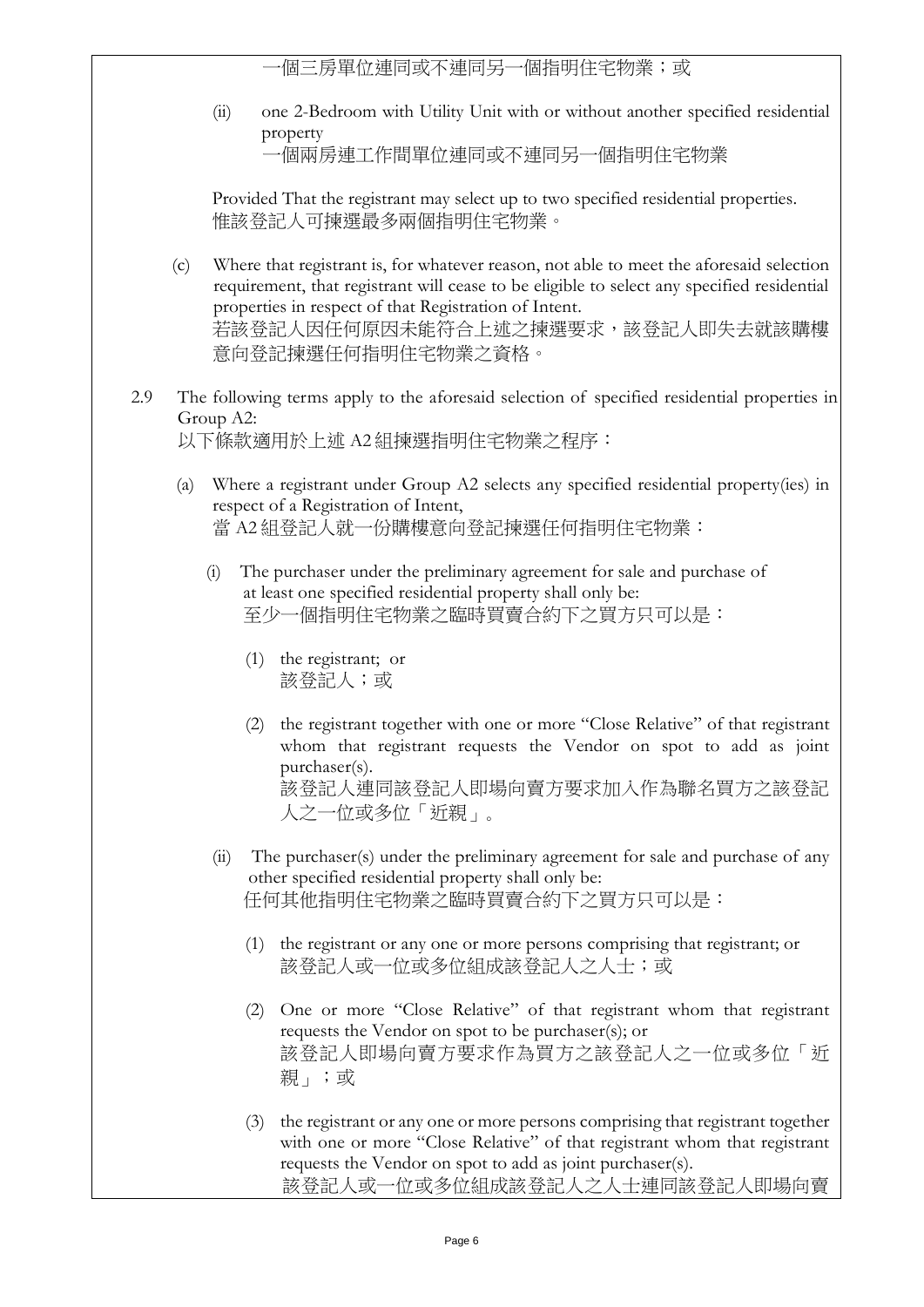一個三房單位連同或不連同另一個指明住宅物業；或

(ii) one 2-Bedroom with Utility Unit with or without another specified residential property
一個兩房連工作間單位連同或不連同另一個指明住宅物業

Provided That the registrant may select up to two specified residential properties.
惟該登記人可揀選最多兩個指明住宅物業。

(c) Where that registrant is, for whatever reason, not able to meet the aforesaid selection requirement, that registrant will cease to be eligible to select any specified residential properties in respect of that Registration of Intent.
若該登記人因任何原因未能符合上述之揀選要求，該登記人即失去就該購樓意向登記揀選任何指明住宅物業之資格。

2.9 The following terms apply to the aforesaid selection of specified residential properties in Group A2:
以下條款適用於上述 A2 組揀選指明住宅物業之程序：

(a) Where a registrant under Group A2 selects any specified residential property(ies) in respect of a Registration of Intent,
當 A2 組登記人就一份購樓意向登記揀選任何指明住宅物業：

(i) The purchaser under the preliminary agreement for sale and purchase of at least one specified residential property shall only be:
至少一個指明住宅物業之臨時買賣合約下之買方只可以是：

(1) the registrant; or
該登記人；或

(2) the registrant together with one or more "Close Relative" of that registrant whom that registrant requests the Vendor on spot to add as joint purchaser(s).
該登記人連同該登記人即場向賣方要求加入作為聯名買方之該登記人之一位或多位「近親」。

(ii) The purchaser(s) under the preliminary agreement for sale and purchase of any other specified residential property shall only be:
任何其他指明住宅物業之臨時買賣合約下之買方只可以是：

(1) the registrant or any one or more persons comprising that registrant; or
該登記人或一位或多位組成該登記人之人士；或

(2) One or more "Close Relative" of that registrant whom that registrant requests the Vendor on spot to be purchaser(s); or
該登記人即場向賣方要求作為買方之該登記人之一位或多位「近親」；或

(3) the registrant or any one or more persons comprising that registrant together with one or more "Close Relative" of that registrant whom that registrant requests the Vendor on spot to add as joint purchaser(s).
該登記人或一位或多位組成該登記人之人士連同該登記人即場向賣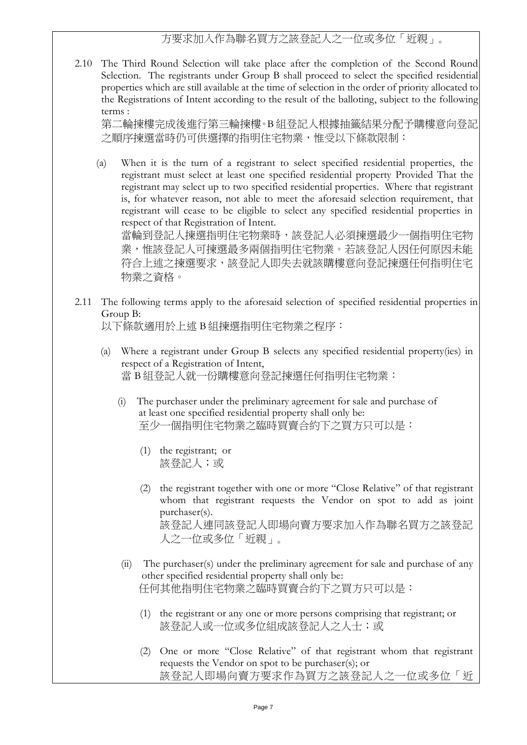方要求加入作為聯名買方之該登記人之一位或多位「近親」。

2.10 The Third Round Selection will take place after the completion of the Second Round Selection. The registrants under Group B shall proceed to select the specified residential properties which are still available at the time of selection in the order of priority allocated to the Registrations of Intent according to the result of the balloting, subject to the following terms :
第二輪揀樓完成後進行第三輪揀樓。B 組登記人根據抽籤結果分配予購樓意向登記之順序揀選當時仍可供選擇的指明住宅物業，惟受以下條款限制：

(a) When it is the turn of a registrant to select specified residential properties, the registrant must select at least one specified residential property Provided That the registrant may select up to two specified residential properties. Where that registrant is, for whatever reason, not able to meet the aforesaid selection requirement, that registrant will cease to be eligible to select any specified residential properties in respect of that Registration of Intent.
當輪到登記人揀選指明住宅物業時，該登記人必須揀選最少一個指明住宅物業，惟該登記人可揀選最多兩個指明住宅物業。若該登記人因任何原因未能符合上述之揀選要求，該登記人即失去就該購樓意向登記揀選任何指明住宅物業之資格。

2.11 The following terms apply to the aforesaid selection of specified residential properties in Group B:
以下條款適用於上述 B 組揀選指明住宅物業之程序：

(a) Where a registrant under Group B selects any specified residential property(ies) in respect of a Registration of Intent,
當 B 組登記人就一份購樓意向登記揀選任何指明住宅物業：

(i) The purchaser under the preliminary agreement for sale and purchase of at least one specified residential property shall only be:
至少一個指明住宅物業之臨時買賣合約下之買方只可以是：

(1) the registrant; or
該登記人；或

(2) the registrant together with one or more "Close Relative" of that registrant whom that registrant requests the Vendor on spot to add as joint purchaser(s).
該登記人連同該登記人即場向賣方要求加入作為聯名買方之該登記人之一位或多位「近親」。

(ii) The purchaser(s) under the preliminary agreement for sale and purchase of any other specified residential property shall only be:
任何其他指明住宅物業之臨時買賣合約下之買方只可以是：

(1) the registrant or any one or more persons comprising that registrant; or
該登記人或一位或多位組成該登記人之人士；或

(2) One or more "Close Relative" of that registrant whom that registrant requests the Vendor on spot to be purchaser(s); or
該登記人即場向賣方要求作為買方之該登記人之一位或多位「近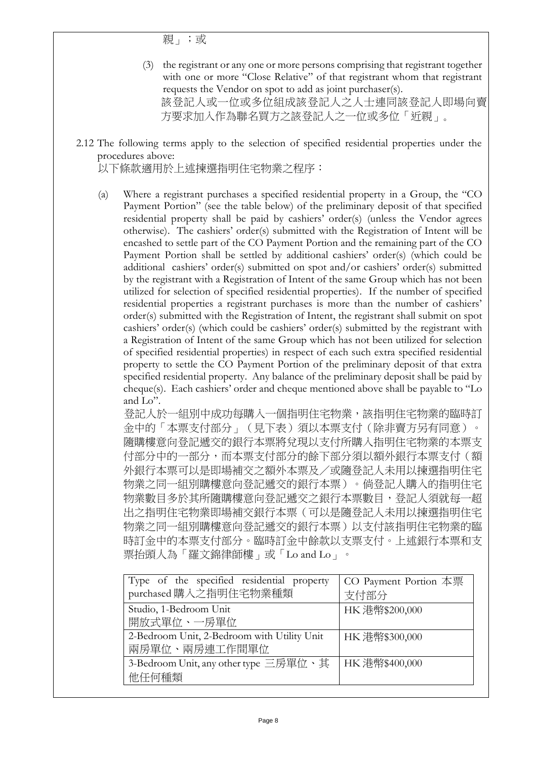親」；或

(3) the registrant or any one or more persons comprising that registrant together with one or more "Close Relative" of that registrant whom that registrant requests the Vendor on spot to add as joint purchaser(s).
該登記人或一位或多位組成該登記人之人士連同該登記人即場向賣方要求加入作為聯名買方之該登記人之一位或多位「近親」。

2.12 The following terms apply to the selection of specified residential properties under the procedures above:
以下條款適用於上述揀選指明住宅物業之程序：

(a) Where a registrant purchases a specified residential property in a Group, the "CO Payment Portion" (see the table below) of the preliminary deposit of that specified residential property shall be paid by cashiers' order(s) (unless the Vendor agrees otherwise). The cashiers' order(s) submitted with the Registration of Intent will be encashed to settle part of the CO Payment Portion and the remaining part of the CO Payment Portion shall be settled by additional cashiers' order(s) (which could be additional cashiers' order(s) submitted on spot and/or cashiers' order(s) submitted by the registrant with a Registration of Intent of the same Group which has not been utilized for selection of specified residential properties). If the number of specified residential properties a registrant purchases is more than the number of cashiers' order(s) submitted with the Registration of Intent, the registrant shall submit on spot cashiers' order(s) (which could be cashiers' order(s) submitted by the registrant with a Registration of Intent of the same Group which has not been utilized for selection of specified residential properties) in respect of each such extra specified residential property to settle the CO Payment Portion of the preliminary deposit of that extra specified residential property. Any balance of the preliminary deposit shall be paid by cheque(s). Each cashiers' order and cheque mentioned above shall be payable to "Lo and Lo".
登記人於一組別中成功每購入一個指明住宅物業，該指明住宅物業的臨時訂金中的「本票支付部分」（見下表）須以本票支付（除非賣方另有同意）。隨購樓意向登記遞交的銀行本票將兌現以支付所購入指明住宅物業的本票支付部分中的一部分，而本票支付部分的餘下部分須以額外銀行本票支付（額外銀行本票可以是即場補交之額外本票及／或隨登記人未用以揀選指明住宅物業之同一組別購樓意向登記遞交的銀行本票）。倘登記人購入的指明住宅物業數目多於其所隨購樓意向登記遞交之銀行本票數目，登記人須就每一超出之指明住宅物業即場補交銀行本票（可以是隨登記人未用以揀選指明住宅物業之同一組別購樓意向登記遞交的銀行本票）以支付該指明住宅物業的臨時訂金中的本票支付部分。臨時訂金中餘款以支票支付。上述銀行本票和支票抬頭人為「羅文錦律師樓」或「Lo and Lo」。

| Type of the specified residential property purchased 購入之指明住宅物業種類 | CO Payment Portion 本票支付部分 |
|---|---|
| Studio, 1-Bedroom Unit<br>開放式單位、一房單位 | HK 港幣$200,000 |
| 2-Bedroom Unit, 2-Bedroom with Utility Unit<br>兩房單位、兩房連工作間單位 | HK 港幣$300,000 |
| 3-Bedroom Unit, any other type 三房單位、其他任何種類 | HK 港幣$400,000 |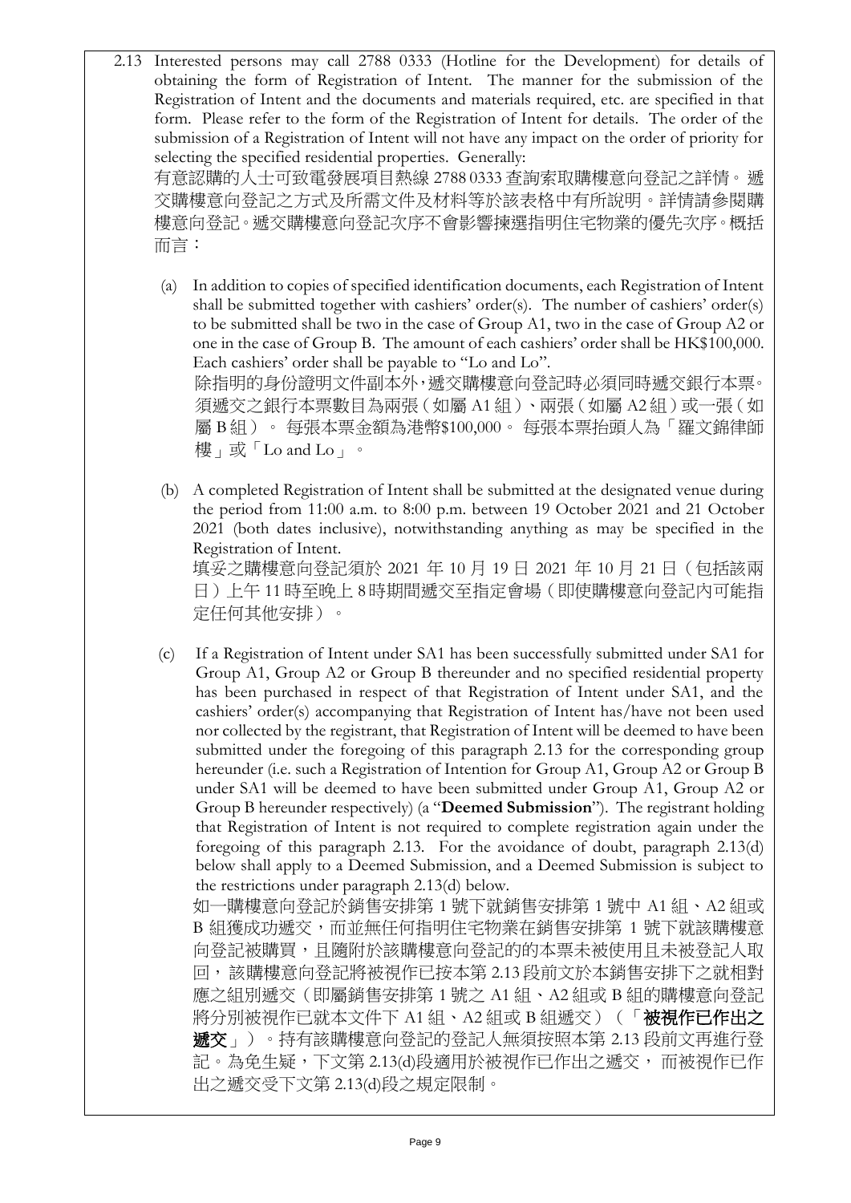2.13 Interested persons may call 2788 0333 (Hotline for the Development) for details of obtaining the form of Registration of Intent. The manner for the submission of the Registration of Intent and the documents and materials required, etc. are specified in that form. Please refer to the form of the Registration of Intent for details. The order of the submission of a Registration of Intent will not have any impact on the order of priority for selecting the specified residential properties. Generally:

有意認購的人士可致電發展項目熱線 2788 0333 查詢索取購樓意向登記之詳情。遞交購樓意向登記之方式及所需文件及材料等於該表格中有所說明。詳情請參閱購樓意向登記。遞交購樓意向登記次序不會影響揀選指明住宅物業的優先次序。概括而言：

(a) In addition to copies of specified identification documents, each Registration of Intent shall be submitted together with cashiers' order(s). The number of cashiers' order(s) to be submitted shall be two in the case of Group A1, two in the case of Group A2 or one in the case of Group B. The amount of each cashiers' order shall be HK$100,000. Each cashiers' order shall be payable to "Lo and Lo".

除指明的身份證明文件副本外，遞交購樓意向登記時必須同時遞交銀行本票。須遞交之銀行本票數目為兩張（如屬 A1 組）、兩張（如屬 A2 組）或一張（如屬 B 組）。 每張本票金額為港幣$100,000。 每張本票抬頭人為「羅文錦律師樓」或「Lo and Lo」。

(b) A completed Registration of Intent shall be submitted at the designated venue during the period from 11:00 a.m. to 8:00 p.m. between 19 October 2021 and 21 October 2021 (both dates inclusive), notwithstanding anything as may be specified in the Registration of Intent.

填妥之購樓意向登記須於 2021 年 10 月 19 日 2021 年 10 月 21 日（包括該兩日）上午 11 時至晚上 8 時期間遞交至指定會場（即使購樓意向登記內可能指定任何其他安排）。

(c) If a Registration of Intent under SA1 has been successfully submitted under SA1 for Group A1, Group A2 or Group B thereunder and no specified residential property has been purchased in respect of that Registration of Intent under SA1, and the cashiers' order(s) accompanying that Registration of Intent has/have not been used nor collected by the registrant, that Registration of Intent will be deemed to have been submitted under the foregoing of this paragraph 2.13 for the corresponding group hereunder (i.e. such a Registration of Intention for Group A1, Group A2 or Group B under SA1 will be deemed to have been submitted under Group A1, Group A2 or Group B hereunder respectively) (a "**Deemed Submission**"). The registrant holding that Registration of Intent is not required to complete registration again under the foregoing of this paragraph 2.13. For the avoidance of doubt, paragraph 2.13(d) below shall apply to a Deemed Submission, and a Deemed Submission is subject to the restrictions under paragraph 2.13(d) below.

如一購樓意向登記於銷售安排第 1 號下就銷售安排第 1 號中 A1 組、A2 組或 B 組獲成功遞交，而並無任何指明住宅物業在銷售安排第 1 號下就該購樓意向登記被購買，且隨附於該購樓意向登記的的本票未被使用且未被登記人取回，該購樓意向登記將被視作已按本第 2.13 段前文於本銷售安排下之就相對應之組別遞交（即屬銷售安排第 1 號之 A1 組、A2 組或 B 組的購樓意向登記將分別被視作已就本文件下 A1 組、A2 組或 B 組遞交）（「**被視作已作出之遞交**」）。持有該購樓意向登記的登記人無須按照本第 2.13 段前文再進行登記。為免生疑，下文第 2.13(d)段適用於被視作已作出之遞交， 而被視作已作出之遞交受下文第 2.13(d)段之規定限制。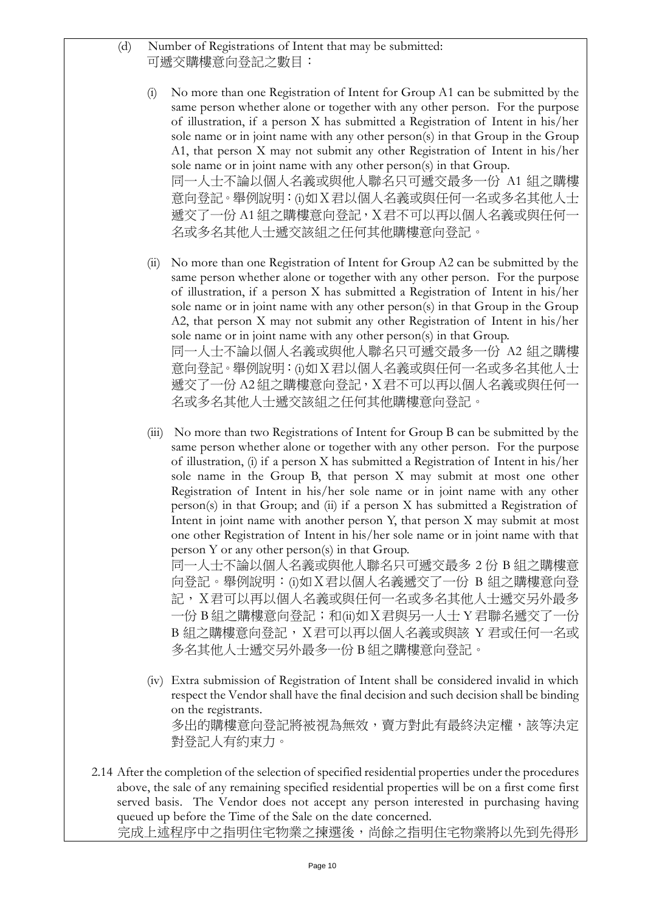(d) Number of Registrations of Intent that may be submitted:
可遞交購樓意向登記之數目：

(i) No more than one Registration of Intent for Group A1 can be submitted by the same person whether alone or together with any other person. For the purpose of illustration, if a person X has submitted a Registration of Intent in his/her sole name or in joint name with any other person(s) in that Group in the Group A1, that person X may not submit any other Registration of Intent in his/her sole name or in joint name with any other person(s) in that Group.
同一人士不論以個人名義或與他人聯名只可遞交最多一份 A1 組之購樓意向登記。舉例說明：(i)如X君以個人名義或與任何一名或多名其他人士遞交了一份 A1 組之購樓意向登記，X君不可以再以個人名義或與任何一名或多名其他人士遞交該組之任何其他購樓意向登記。

(ii) No more than one Registration of Intent for Group A2 can be submitted by the same person whether alone or together with any other person. For the purpose of illustration, if a person X has submitted a Registration of Intent in his/her sole name or in joint name with any other person(s) in that Group in the Group A2, that person X may not submit any other Registration of Intent in his/her sole name or in joint name with any other person(s) in that Group.
同一人士不論以個人名義或與他人聯名只可遞交最多一份 A2 組之購樓意向登記。舉例說明：(i)如X君以個人名義或與任何一名或多名其他人士遞交了一份 A2 組之購樓意向登記，X君不可以再以個人名義或與任何一名或多名其他人士遞交該組之任何其他購樓意向登記。

(iii) No more than two Registrations of Intent for Group B can be submitted by the same person whether alone or together with any other person. For the purpose of illustration, (i) if a person X has submitted a Registration of Intent in his/her sole name in the Group B, that person X may submit at most one other Registration of Intent in his/her sole name or in joint name with any other person(s) in that Group; and (ii) if a person X has submitted a Registration of Intent in joint name with another person Y, that person X may submit at most one other Registration of Intent in his/her sole name or in joint name with that person Y or any other person(s) in that Group.
同一人士不論以個人名義或與他人聯名只可遞交最多 2 份 B 組之購樓意向登記。舉例說明：(i)如X君以個人名義遞交了一份 B 組之購樓意向登記，X君可以再以個人名義或與任何一名或多名其他人士遞交另外最多一份 B 組之購樓意向登記；和(ii)如X君與另一人士 Y 君聯名遞交了一份 B 組之購樓意向登記，X君可以再以個人名義或與該 Y 君或任何一名或多名其他人士遞交另外最多一份 B 組之購樓意向登記。

(iv) Extra submission of Registration of Intent shall be considered invalid in which respect the Vendor shall have the final decision and such decision shall be binding on the registrants.
多出的購樓意向登記將被視為無效，賣方對此有最終決定權，該等決定對登記人有約束力。

2.14 After the completion of the selection of specified residential properties under the procedures above, the sale of any remaining specified residential properties will be on a first come first served basis. The Vendor does not accept any person interested in purchasing having queued up before the Time of the Sale on the date concerned.
完成上述程序中之指明住宅物業之揀選後，尚餘之指明住宅物業將以先到先得形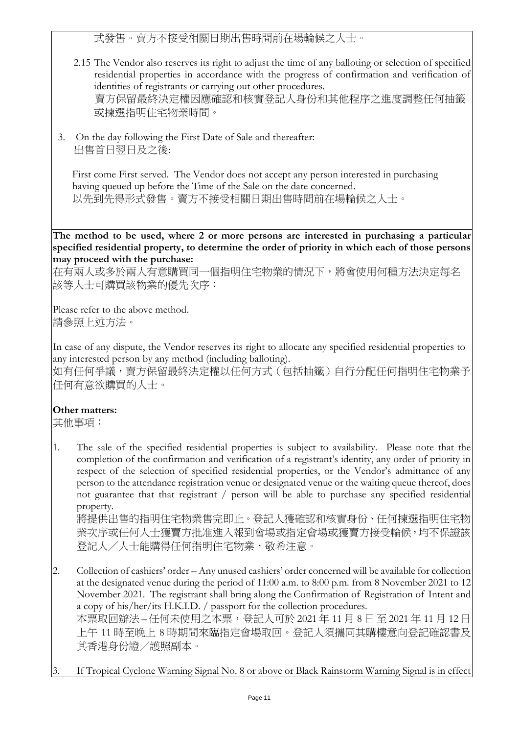式發售。賣方不接受相關日期出售時間前在場輪候之人士。

2.15 The Vendor also reserves its right to adjust the time of any balloting or selection of specified residential properties in accordance with the progress of confirmation and verification of identities of registrants or carrying out other procedures.
賣方保留最終決定權因應確認和核實登記人身份和其他程序之進度調整任何抽籤或揀選指明住宅物業時間。

3. On the day following the First Date of Sale and thereafter:
出售首日翌日及之後:

First come First served. The Vendor does not accept any person interested in purchasing having queued up before the Time of the Sale on the date concerned.
以先到先得形式發售。賣方不接受相關日期出售時間前在場輪候之人士。

**The method to be used, where 2 or more persons are interested in purchasing a particular specified residential property, to determine the order of priority in which each of those persons may proceed with the purchase:**
在有兩人或多於兩人有意購買同一個指明住宅物業的情況下，將會使用何種方法決定每名該等人士可購買該物業的優先次序：

Please refer to the above method.
請參照上述方法。

In case of any dispute, the Vendor reserves its right to allocate any specified residential properties to any interested person by any method (including balloting).
如有任何爭議，賣方保留最終決定權以任何方式（包括抽籤）自行分配任何指明住宅物業予任何有意欲購買的人士。

**Other matters:**
其他事項：

1. The sale of the specified residential properties is subject to availability. Please note that the completion of the confirmation and verification of a registrant's identity, any order of priority in respect of the selection of specified residential properties, or the Vendor's admittance of any person to the attendance registration venue or designated venue or the waiting queue thereof, does not guarantee that that registrant / person will be able to purchase any specified residential property.
將提供出售的指明住宅物業售完即止。登記人獲確認和核實身份、任何揀選指明住宅物業次序或任何人士獲賣方批准進入報到會場或指定會場或獲賣方接受輪候，均不保證該登記人／人士能購得任何指明住宅物業，敬希注意。

2. Collection of cashiers' order – Any unused cashiers' order concerned will be available for collection at the designated venue during the period of 11:00 a.m. to 8:00 p.m. from 8 November 2021 to 12 November 2021. The registrant shall bring along the Confirmation of Registration of Intent and a copy of his/her/its H.K.I.D. / passport for the collection procedures.
本票取回辦法 – 任何未使用之本票，登記人可於 2021 年 11 月 8 日 至 2021 年 11 月 12 日上午 11 時至晚上 8 時期間來臨指定會場取回。登記人須攜同其購樓意向登記確認書及其香港身份證／護照副本。

3. If Tropical Cyclone Warning Signal No. 8 or above or Black Rainstorm Warning Signal is in effect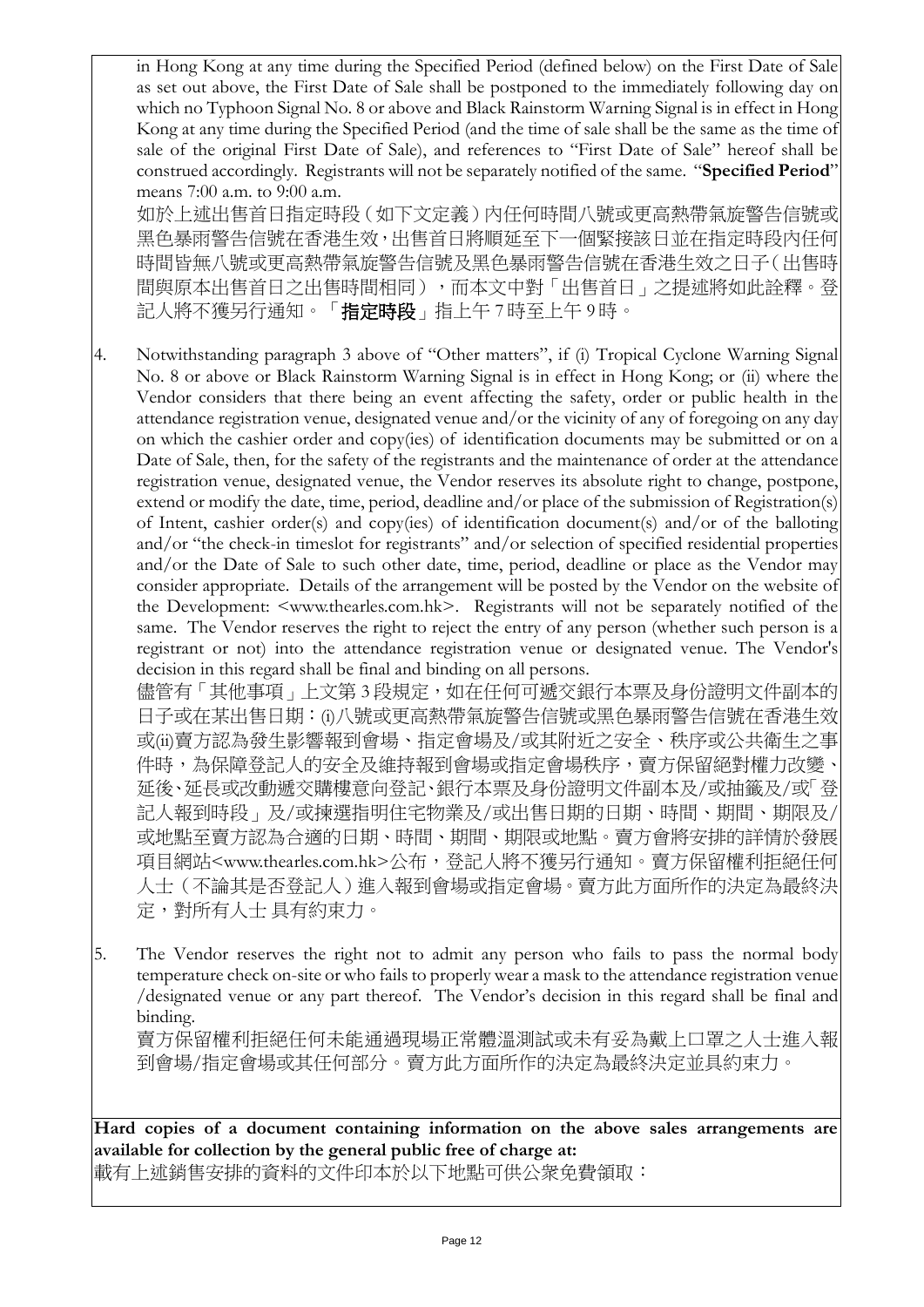in Hong Kong at any time during the Specified Period (defined below) on the First Date of Sale as set out above, the First Date of Sale shall be postponed to the immediately following day on which no Typhoon Signal No. 8 or above and Black Rainstorm Warning Signal is in effect in Hong Kong at any time during the Specified Period (and the time of sale shall be the same as the time of sale of the original First Date of Sale), and references to "First Date of Sale" hereof shall be construed accordingly. Registrants will not be separately notified of the same. "**Specified Period**" means 7:00 a.m. to 9:00 a.m.

如於上述出售首日指定時段（如下文定義）內任何時間八號或更高熱帶氣旋警告信號或黑色暴雨警告信號在香港生效，出售首日將順延至下一個緊接該日並在指定時段內任何時間皆無八號或更高熱帶氣旋警告信號及黑色暴雨警告信號在香港生效之日子（出售時間與原本出售首日之出售時間相同），而本文中對「出售首日」之提述將如此詮釋。登記人將不獲另行通知。「**指定時段**」指上午7時至上午9時。

4. Notwithstanding paragraph 3 above of "Other matters", if (i) Tropical Cyclone Warning Signal No. 8 or above or Black Rainstorm Warning Signal is in effect in Hong Kong; or (ii) where the Vendor considers that there being an event affecting the safety, order or public health in the attendance registration venue, designated venue and/or the vicinity of any of foregoing on any day on which the cashier order and copy(ies) of identification documents may be submitted or on a Date of Sale, then, for the safety of the registrants and the maintenance of order at the attendance registration venue, designated venue, the Vendor reserves its absolute right to change, postpone, extend or modify the date, time, period, deadline and/or place of the submission of Registration(s) of Intent, cashier order(s) and copy(ies) of identification document(s) and/or of the balloting and/or "the check-in timeslot for registrants" and/or selection of specified residential properties and/or the Date of Sale to such other date, time, period, deadline or place as the Vendor may consider appropriate. Details of the arrangement will be posted by the Vendor on the website of the Development: <www.thearles.com.hk>. Registrants will not be separately notified of the same. The Vendor reserves the right to reject the entry of any person (whether such person is a registrant or not) into the attendance registration venue or designated venue. The Vendor's decision in this regard shall be final and binding on all persons.

   儘管有「其他事項」上文第3段規定，如在任何可遞交銀行本票及身份證明文件副本的日子或在某出售日期：(i)八號或更高熱帶氣旋警告信號或黑色暴雨警告信號在香港生效或(ii)賣方認為發生影響報到會場、指定會場及/或其附近之安全、秩序或公共衛生之事件時，為保障登記人的安全及維持報到會場或指定會場秩序，賣方保留絕對權力改變、延後、延長或改動遞交購樓意向登記、銀行本票及身份證明文件副本及/或抽籤及/或「登記人報到時段」及/或揀選指明住宅物業及/或出售日期的日期、時間、期間、期限及/或地點至賣方認為合適的日期、時間、期間、期限或地點。賣方會將安排的詳情於發展項目網站<www.thearles.com.hk>公布，登記人將不獲另行通知。賣方保留權利拒絕任何人士（不論其是否登記人）進入報到會場或指定會場。賣方此方面所作的決定為最終決定，對所有人士 具有約束力。

5. The Vendor reserves the right not to admit any person who fails to pass the normal body temperature check on-site or who fails to properly wear a mask to the attendance registration venue /designated venue or any part thereof. The Vendor's decision in this regard shall be final and binding.

   賣方保留權利拒絕任何未能通過現場正常體溫測試或未有妥為戴上口罩之人士進入報到會場/指定會場或其任何部分。賣方此方面所作的決定為最終決定並具約束力。

**Hard copies of a document containing information on the above sales arrangements are available for collection by the general public free of charge at:**

載有上述銷售安排的資料的文件印本於以下地點可供公眾免費領取：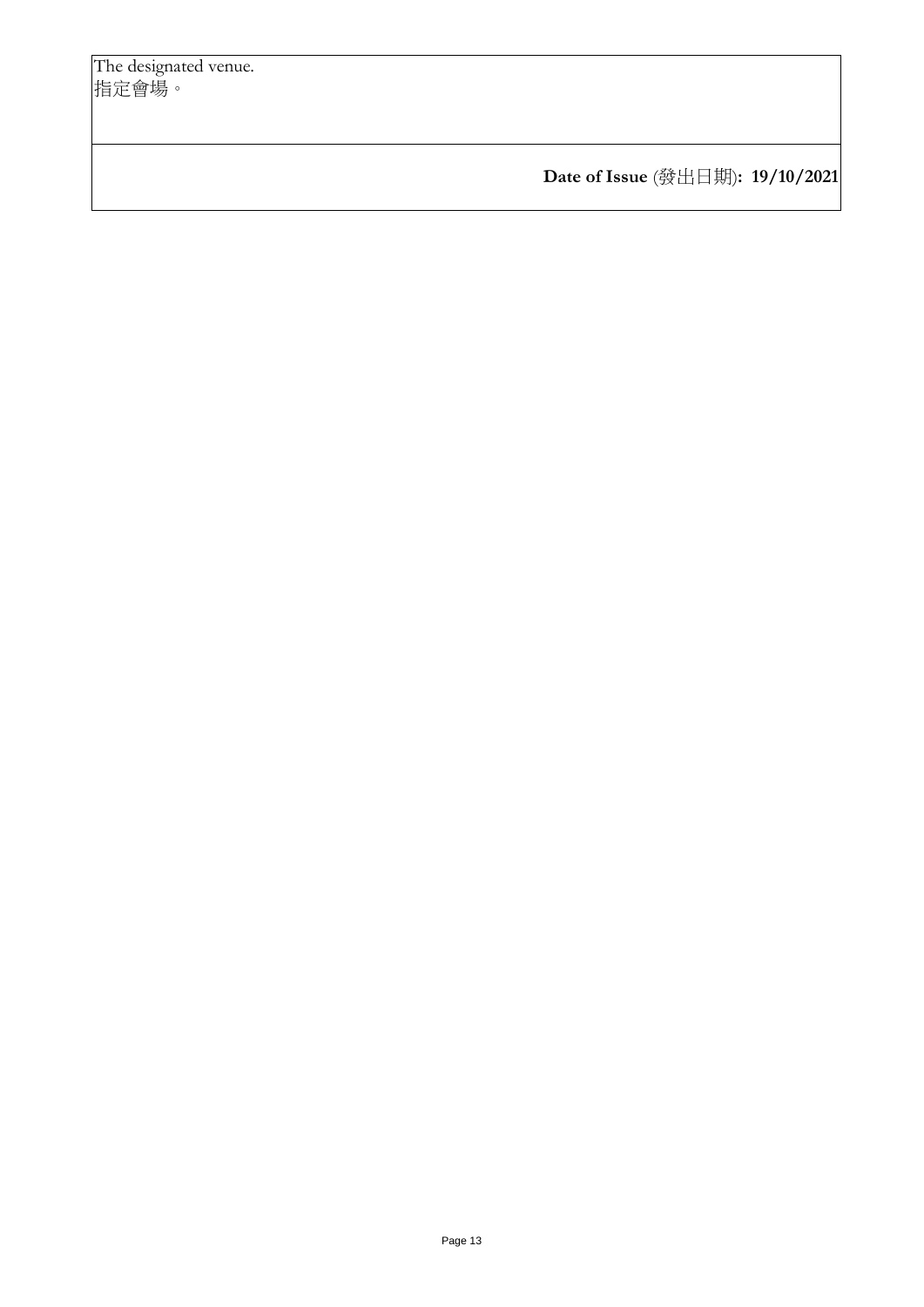| |
|---|
| The designated venue.<br>指定會場。 |
| **Date of Issue** (發出日期)**: 19/10/2021** |